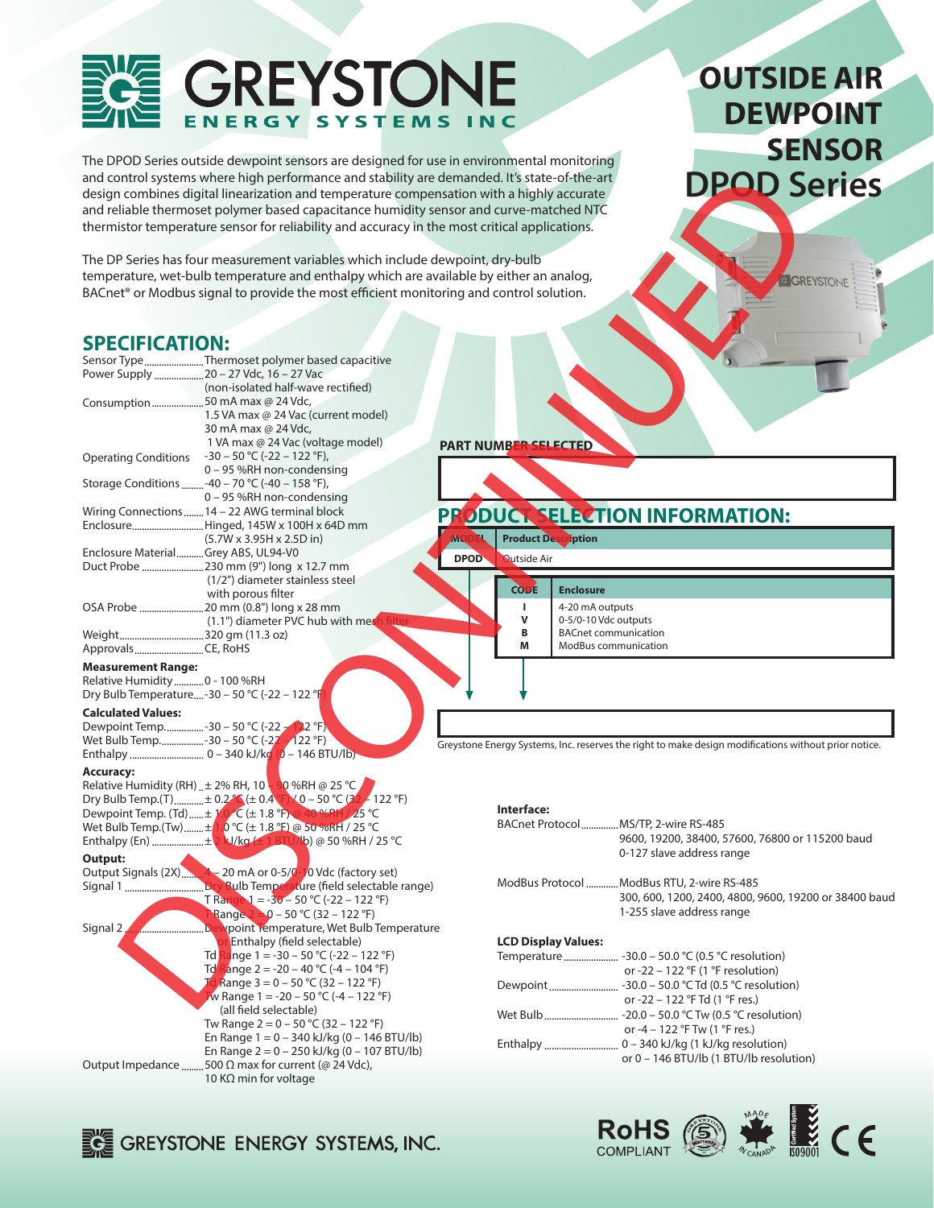# GREYSTONE ENERGY SYSTEMS INC

# OUTSIDE AIR DEWPOINT SENSOR DPOD Series

DISCONTINUED

The DPOD Series outside dewpoint sensors are designed for use in environmental monitoring and control systems where high performance and stability are demanded. It's state-of-the-art design combines digital linearization and temperature compensation with a highly accurate and reliable thermoset polymer based capacitance humidity sensor and curve-matched NTC thermistor temperature sensor for reliability and accuracy in the most critical applications.

The DP Series has four measurement variables which include dewpoint, dry-bulb temperature, wet-bulb temperature and enthalpy which are available by either an analog, BACnet® or Modbus signal to provide the most efficient monitoring and control solution.

## SPECIFICATION:

Sensor Type: Thermoset polymer based capacitive
Power Supply: 20 – 27 Vdc, 16 – 27 Vac (non-isolated half-wave rectified)
Consumption: 50 mA max @ 24 Vdc, 1.5 VA max @ 24 Vac (current model) 30 mA max @ 24 Vdc, 1 VA max @ 24 Vac (voltage model)
Operating Conditions: -30 – 50 °C (-22 – 122 °F), 0 – 95 %RH non-condensing
Storage Conditions: -40 – 70 °C (-40 – 158 °F), 0 – 95 %RH non-condensing
Wiring Connections: 14 – 22 AWG terminal block
Enclosure: Hinged, 145W x 100H x 64D mm (5.7W x 3.95H x 2.5D in)
Enclosure Material: Grey ABS, UL94-V0
Duct Probe: 230 mm (9") long x 12.7 mm (1/2") diameter stainless steel with porous filter
OSA Probe: 20 mm (0.8") long x 28 mm (1.1") diameter PVC hub with mesh filter
Weight: 320 gm (11.3 oz)
Approvals: CE, RoHS

**Measurement Range:**
Relative Humidity: 0 - 100 %RH
Dry Bulb Temperature: -30 – 50 °C (-22 – 122 °F)

**Calculated Values:**
Dewpoint Temp.: -30 – 50 °C (-22 – 122 °F)
Wet Bulb Temp.: -30 – 50 °C (-22 – 122 °F)
Enthalpy: 0 – 340 kJ/kg (0 – 146 BTU/lb)

**Accuracy:**
Relative Humidity (RH): ± 2% RH, 10 – 90 %RH @ 25 °C
Dry Bulb Temp.(T): ± 0.2 °C (± 0.4 °F) / 0 – 50 °C (32 – 122 °F)
Dewpoint Temp. (Td): ± 1.0 °C (± 1.8 °F) @ 40 %RH / 25 °C
Wet Bulb Temp.(Tw): ± 1.0 °C (± 1.8 °F) @ 50 %RH / 25 °C
Enthalpy (En): ± 2 kJ/kg (± 1 BTU/lb) @ 50 %RH / 25 °C

**Output:**
Output Signals (2X): 4 – 20 mA or 0-5/0-10 Vdc (factory set)
Signal 1: Dry Bulb Temperature (field selectable range)
T Range 1 = -30 – 50 °C (-22 – 122 °F)
T Range 2 = 0 – 50 °C (32 – 122 °F)
Signal 2: Dewpoint Temperature, Wet Bulb Temperature or Enthalpy (field selectable)
Td Range 1 = -30 – 50 °C (-22 – 122 °F)
Td Range 2 = -20 – 40 °C (-4 – 104 °F)
Td Range 3 = 0 – 50 °C (32 – 122 °F)
Tw Range 1 = -20 – 50 °C (-4 – 122 °F) (all field selectable)
Tw Range 2 = 0 – 50 °C (32 – 122 °F)
En Range 1 = 0 – 340 kJ/kg (0 – 146 BTU/lb)
En Range 2 = 0 – 250 kJ/kg (0 – 107 BTU/lb)
Output Impedance: 500 Ω max for current (@ 24 Vdc), 10 KΩ min for voltage

**PART NUMBER SELECTED**

## PRODUCT SELECTION INFORMATION:

| MODEL | Product Description |
|---|---|
| DPOD | Outside Air |

| CODE | Enclosure |
|---|---|
| I | 4-20 mA outputs |
| V | 0-5/0-10 Vdc outputs |
| B | BACnet communication |
| M | ModBus communication |

Greystone Energy Systems, Inc. reserves the right to make design modifications without prior notice.

**Interface:**
BACnet Protocol: MS/TP, 2-wire RS-485 9600, 19200, 38400, 57600, 76800 or 115200 baud 0-127 slave address range

ModBus Protocol: ModBus RTU, 2-wire RS-485 300, 600, 1200, 2400, 4800, 9600, 19200 or 38400 baud 1-255 slave address range

**LCD Display Values:**
Temperature: -30.0 – 50.0 °C (0.5 °C resolution) or -22 – 122 °F (1 °F resolution)
Dewpoint: -30.0 – 50.0 °C Td (0.5 °C resolution) or -22 – 122 °F Td (1 °F res.)
Wet Bulb: -20.0 – 50.0 °C Tw (0.5 °C resolution) or -4 – 122 °F Tw (1 °F res.)
Enthalpy: 0 – 340 kJ/kg (1 kJ/kg resolution) or 0 – 146 BTU/lb (1 BTU/lb resolution)

GREYSTONE ENERGY SYSTEMS, INC.

RoHS COMPLIANT | 5 Warranty | MADE IN CANADA | Certified System ISO9001 | CE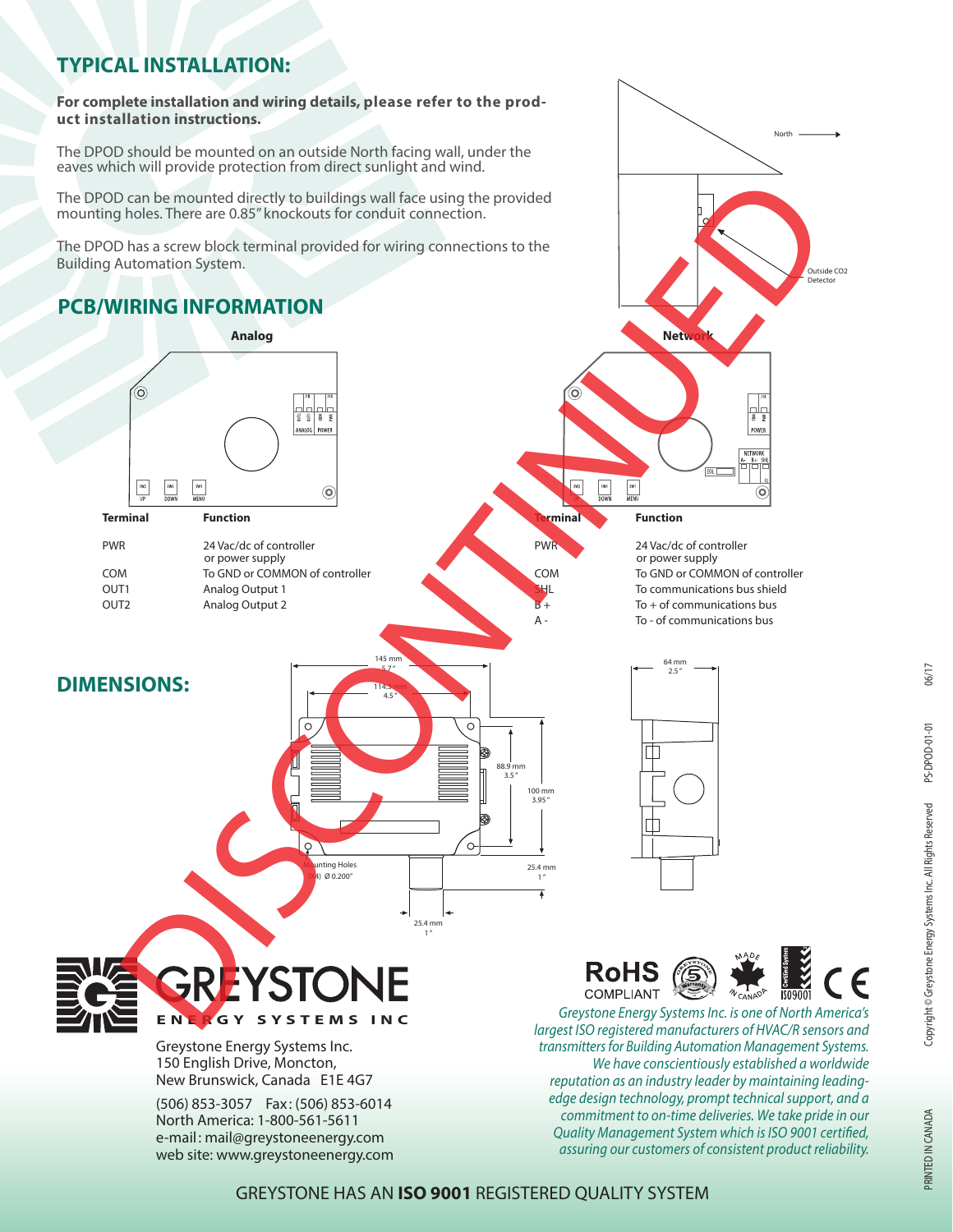## TYPICAL INSTALLATION:

**For complete installation and wiring details, please refer to the product installation instructions.**

The DPOD should be mounted on an outside North facing wall, under the eaves which will provide protection from direct sunlight and wind.

The DPOD can be mounted directly to buildings wall face using the provided mounting holes. There are 0.85" knockouts for conduit connection.

The DPOD has a screw block terminal provided for wiring connections to the Building Automation System.

North

Outside CO2 Detector

DISCONTINUED

## PCB/WIRING INFORMATION

### Analog

| Terminal | Function |
|---|---|
| PWR | 24 Vac/dc of controller or power supply |
| COM | To GND or COMMON of controller |
| OUT1 | Analog Output 1 |
| OUT2 | Analog Output 2 |

### Network

| Terminal | Function |
|---|---|
| PWR | 24 Vac/dc of controller or power supply |
| COM | To GND or COMMON of controller |
| SHL | To communications bus shield |
| B + | To + of communications bus |
| A - | To - of communications bus |

## DIMENSIONS:

145 mm
5.7"

114.3 mm
4.5"

88.9 mm
3.5"

100 mm
3.95"

Mounting Holes
(4) Ø 0.200"

25.4 mm
1"

25.4 mm
1"

64 mm
2.5"

**GREYSTONE**
ENERGY SYSTEMS INC

Greystone Energy Systems Inc.
150 English Drive, Moncton,
New Brunswick, Canada E1E 4G7

(506) 853-3057 Fax: (506) 853-6014
North America: 1-800-561-5611
e-mail: mail@greystoneenergy.com
web site: www.greystoneenergy.com

RoHS COMPLIANT

*Greystone Energy Systems Inc. is one of North America's largest ISO registered manufacturers of HVAC/R sensors and transmitters for Building Automation Management Systems. We have conscientiously established a worldwide reputation as an industry leader by maintaining leading-edge design technology, prompt technical support, and a commitment to on-time deliveries. We take pride in our Quality Management System which is ISO 9001 certified, assuring our customers of consistent product reliability.*

GREYSTONE HAS AN **ISO 9001** REGISTERED QUALITY SYSTEM

PRINTED IN CANADA    Copyright © Greystone Energy Systems Inc. All Rights Reserved    PS-DPOD-01-01    06/17